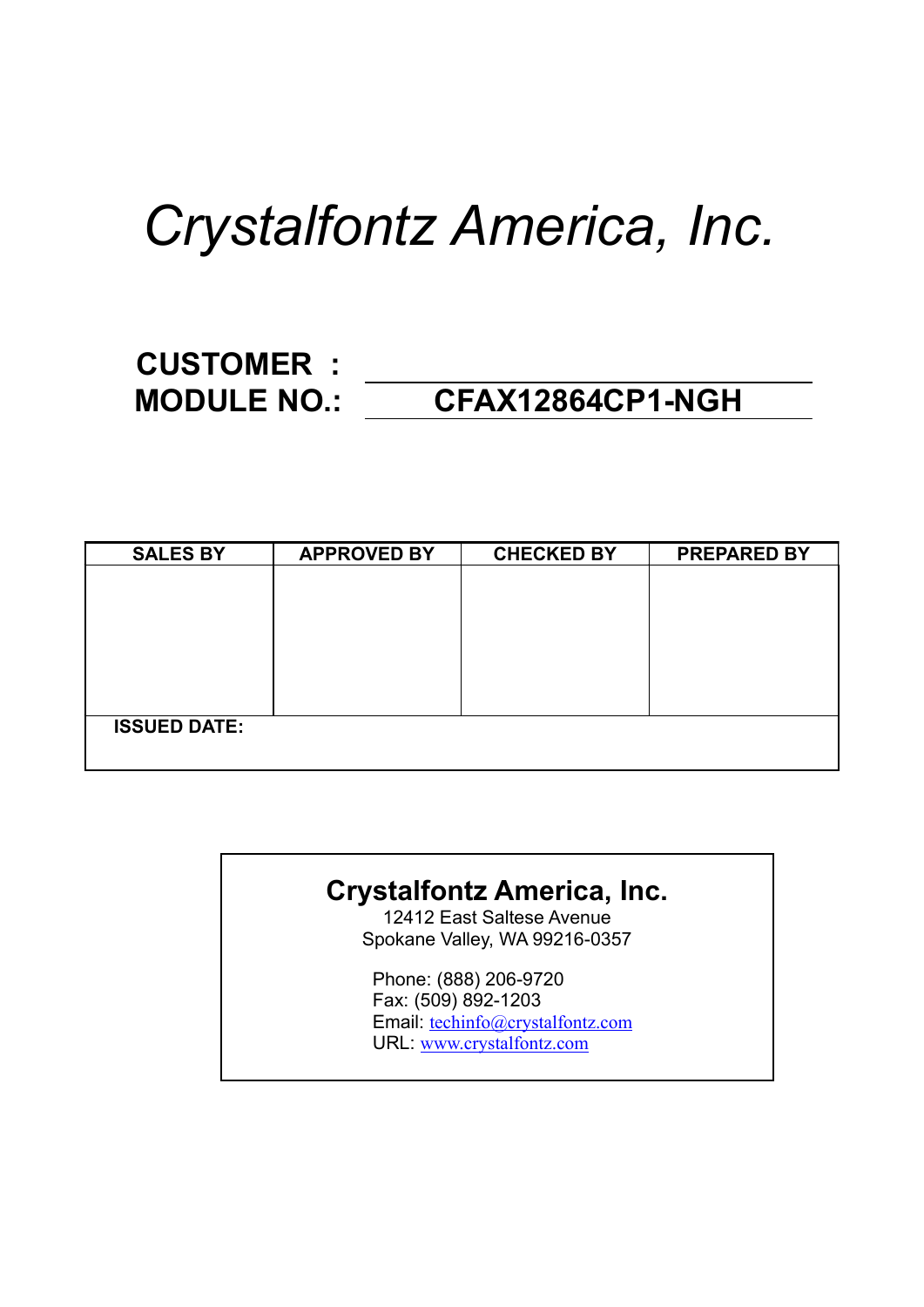# *Crystalfontz America, Inc.*

**CUSTOMER :**

**MODULE NO.: CFAX12864CP1-NGH**

| SALES BY | APPROVED BY | CHECKED BY | PREPARED BY |
|---|---|---|---|
| | | | |
| **ISSUED DATE:** | | | |

**Crystalfontz America, Inc.**
12412 East Saltese Avenue
Spokane Valley, WA 99216-0357

Phone: (888) 206-9720
Fax: (509) 892-1203
Email: techinfo@crystalfontz.com
URL: www.crystalfontz.com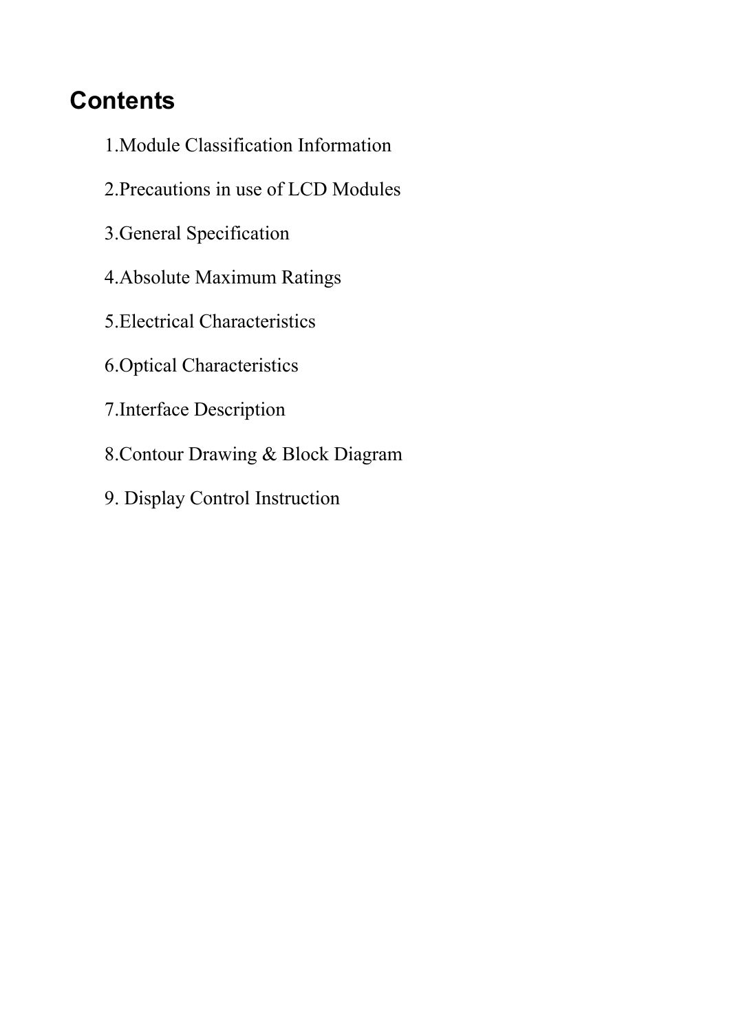# Contents

1.Module Classification Information

2.Precautions in use of LCD Modules

3.General Specification

4.Absolute Maximum Ratings

5.Electrical Characteristics

6.Optical Characteristics

7.Interface Description

8.Contour Drawing & Block Diagram

9. Display Control Instruction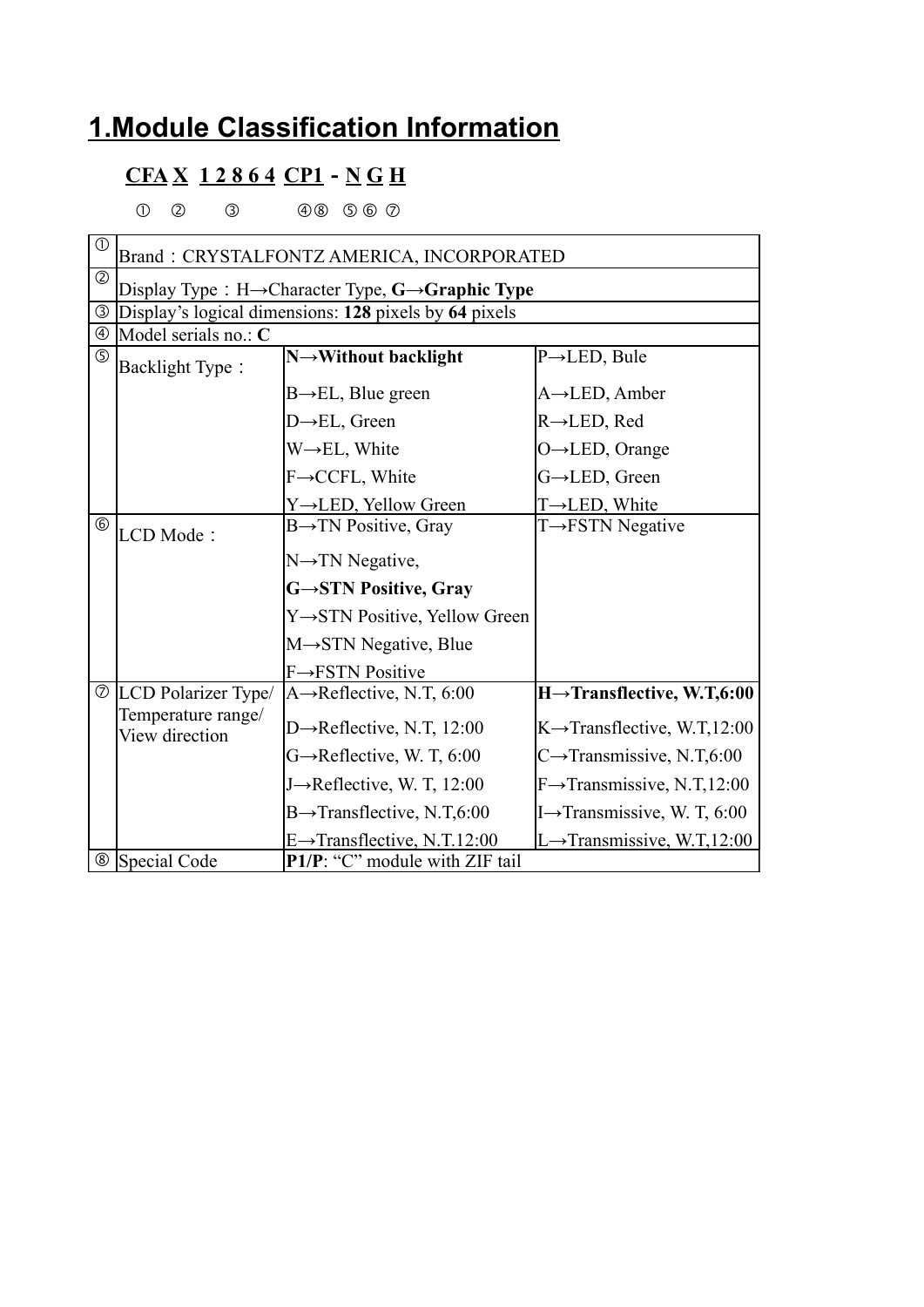# 1.Module Classification Information

**CFA X 1 2 8 6 4 CP1 - N G H**

① ② ③ ④⑧ ⑤ ⑥ ⑦

| | | | |
|---|---|---|---|
| ① | Brand：CRYSTALFONTZ AMERICA, INCORPORATED | | |
| ② | Display Type：H→Character Type, **G→Graphic Type** | | |
| ③ | Display's logical dimensions: **128** pixels by **64** pixels | | |
| ④ | Model serials no.: **C** | | |
| ⑤ | Backlight Type： | **N→Without backlight**<br>B→EL, Blue green<br>D→EL, Green<br>W→EL, White<br>F→CCFL, White<br>Y→LED, Yellow Green | P→LED, Bule<br>A→LED, Amber<br>R→LED, Red<br>O→LED, Orange<br>G→LED, Green<br>T→LED, White |
| ⑥ | LCD Mode： | B→TN Positive, Gray<br>N→TN Negative,<br>**G→STN Positive, Gray**<br>Y→STN Positive, Yellow Green<br>M→STN Negative, Blue<br>F→FSTN Positive | T→FSTN Negative |
| ⑦ | LCD Polarizer Type/ Temperature range/ View direction | A→Reflective, N.T, 6:00<br>D→Reflective, N.T, 12:00<br>G→Reflective, W. T, 6:00<br>J→Reflective, W. T, 12:00<br>B→Transflective, N.T,6:00<br>E→Transflective, N.T.12:00 | **H→Transflective, W.T,6:00**<br>K→Transflective, W.T,12:00<br>C→Transmissive, N.T,6:00<br>F→Transmissive, N.T,12:00<br>I→Transmissive, W. T, 6:00<br>L→Transmissive, W.T,12:00 |
| ⑧ | Special Code | **P1/P**: "C" module with ZIF tail | |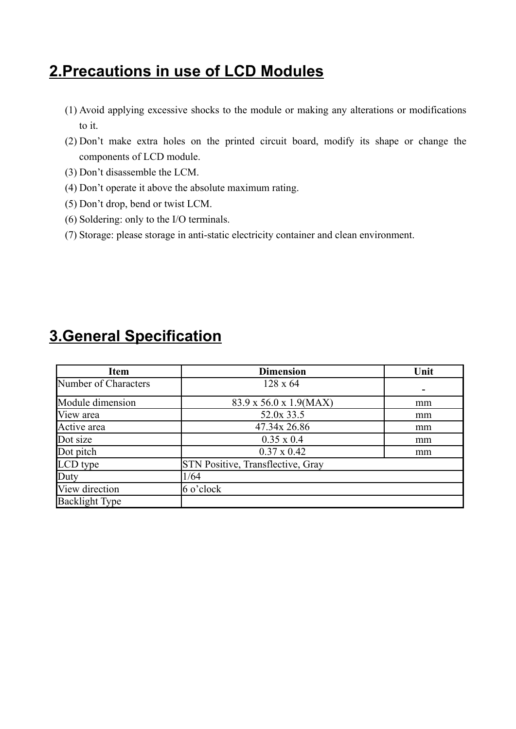## 2.Precautions in use of LCD Modules

(1) Avoid applying excessive shocks to the module or making any alterations or modifications to it.
(2) Don't make extra holes on the printed circuit board, modify its shape or change the components of LCD module.
(3) Don't disassemble the LCM.
(4) Don't operate it above the absolute maximum rating.
(5) Don't drop, bend or twist LCM.
(6) Soldering: only to the I/O terminals.
(7) Storage: please storage in anti-static electricity container and clean environment.

## 3.General Specification

| Item | Dimension | Unit |
|---|---|---|
| Number of Characters | 128 x 64 | - |
| Module dimension | 83.9 x 56.0 x 1.9(MAX) | mm |
| View area | 52.0x 33.5 | mm |
| Active area | 47.34x 26.86 | mm |
| Dot size | 0.35 x 0.4 | mm |
| Dot pitch | 0.37 x 0.42 | mm |
| LCD type | STN Positive, Transflective, Gray | |
| Duty | 1/64 | |
| View direction | 6 o'clock | |
| Backlight Type | | |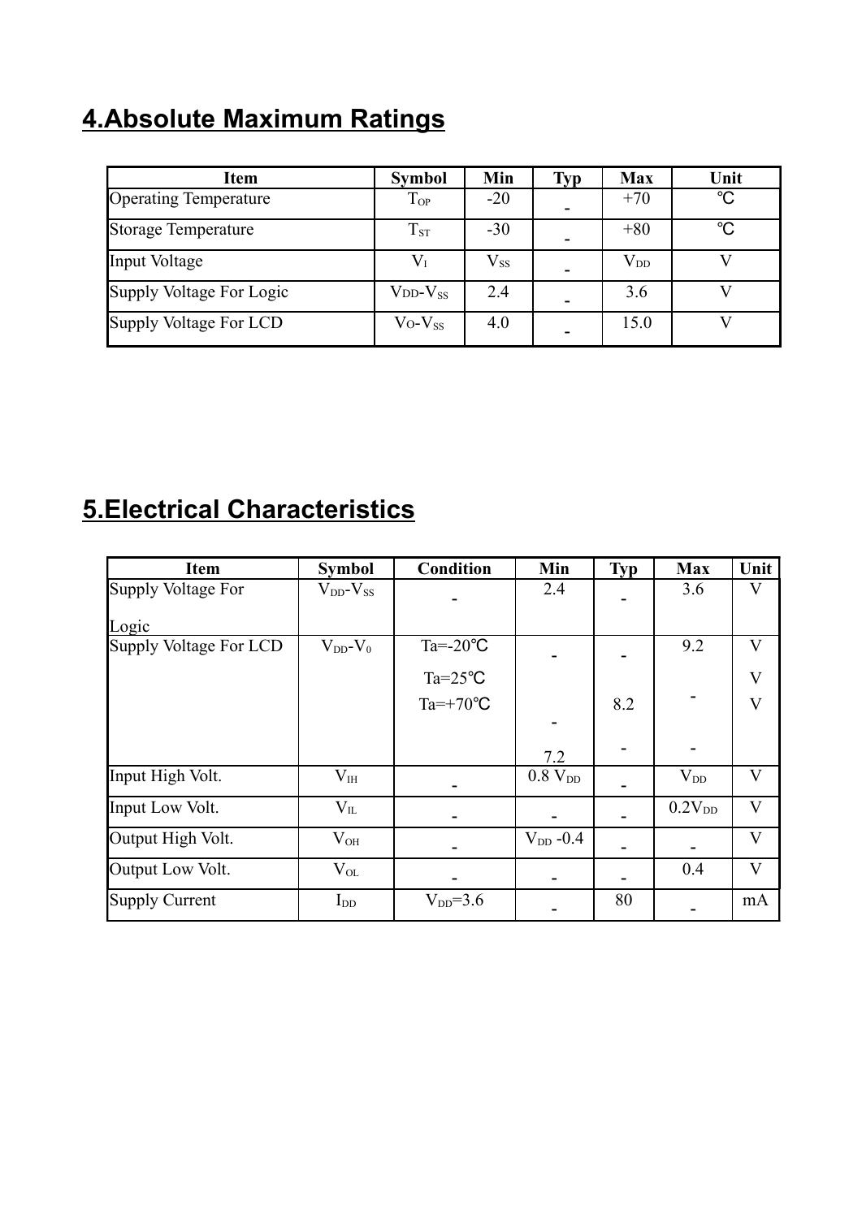## 4.Absolute Maximum Ratings

| Item | Symbol | Min | Typ | Max | Unit |
|---|---|---|---|---|---|
| Operating Temperature | $T_{OP}$ | -20 | - | +70 | ℃ |
| Storage Temperature | $T_{ST}$ | -30 | - | +80 | ℃ |
| Input Voltage | $V_I$ | $V_{SS}$ | - | $V_{DD}$ | V |
| Supply Voltage For Logic | $V_{DD}$-$V_{SS}$ | 2.4 | - | 3.6 | V |
| Supply Voltage For LCD | $V_O$-$V_{SS}$ | 4.0 | - | 15.0 | V |

## 5.Electrical Characteristics

| Item | Symbol | Condition | Min | Typ | Max | Unit |
|---|---|---|---|---|---|---|
| Supply Voltage For Logic | $V_{DD}$-$V_{SS}$ | - | 2.4 | - | 3.6 | V |
| Supply Voltage For LCD | $V_{DD}$-$V_0$ | Ta=-20℃ | - | - | 9.2 | V |
| | | Ta=25℃ | - | 8.2 | - | V |
| | | Ta=+70℃ | 7.2 | - | - | V |
| Input High Volt. | $V_{IH}$ | - | 0.8 $V_{DD}$ | - | $V_{DD}$ | V |
| Input Low Volt. | $V_{IL}$ | - | - | - | 0.2$V_{DD}$ | V |
| Output High Volt. | $V_{OH}$ | - | $V_{DD}$ -0.4 | - | - | V |
| Output Low Volt. | $V_{OL}$ | - | - | - | 0.4 | V |
| Supply Current | $I_{DD}$ | $V_{DD}$=3.6 | - | 80 | - | mA |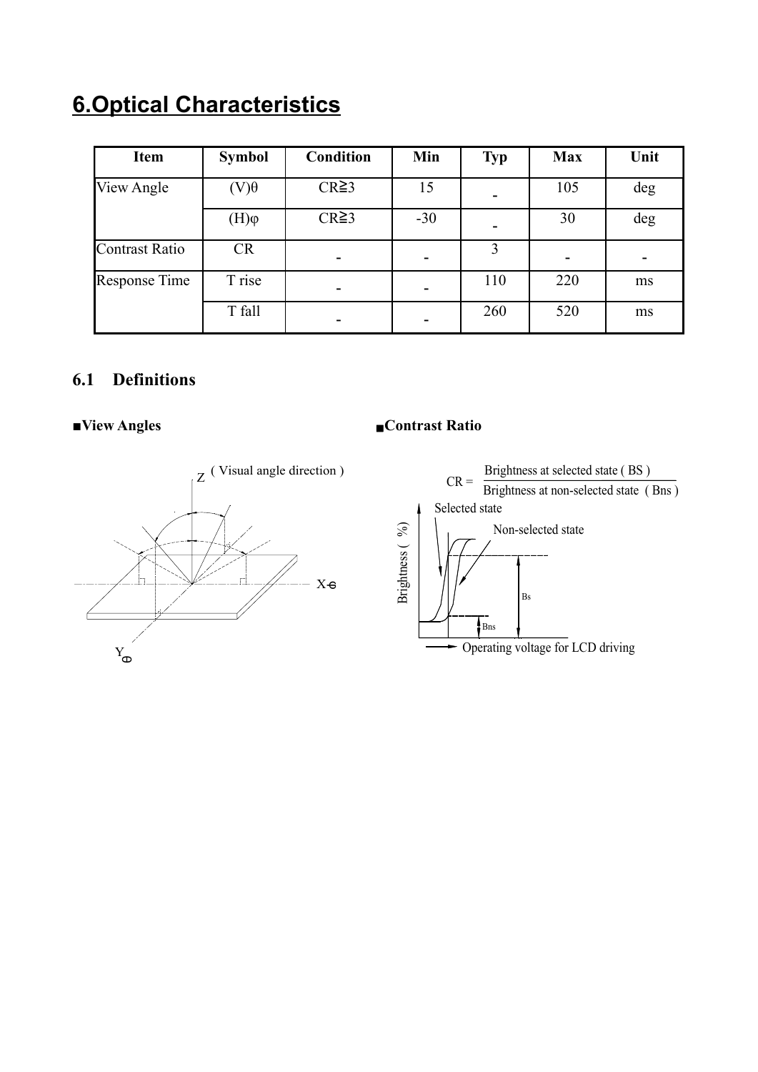# 6.Optical Characteristics

| Item | Symbol | Condition | Min | Typ | Max | Unit |
|---|---|---|---|---|---|---|
| View Angle | (V)θ | CR≧3 | 15 | - | 105 | deg |
| | (H)φ | CR≧3 | -30 | - | 30 | deg |
| Contrast Ratio | CR | - | - | 3 | - | - |
| Response Time | T rise | - | - | 110 | 220 | ms |
| | T fall | - | - | 260 | 520 | ms |

## 6.1 Definitions

**■View Angles**

Z ( Visual angle direction )

X-θ

Yφ

**■Contrast Ratio**

$$CR = \frac{\text{Brightness at selected state ( BS )}}{\text{Brightness at non-selected state ( Bns )}}$$

Selected state

Non-selected state

Brightness ( %)

Bs

Bns

Operating voltage for LCD driving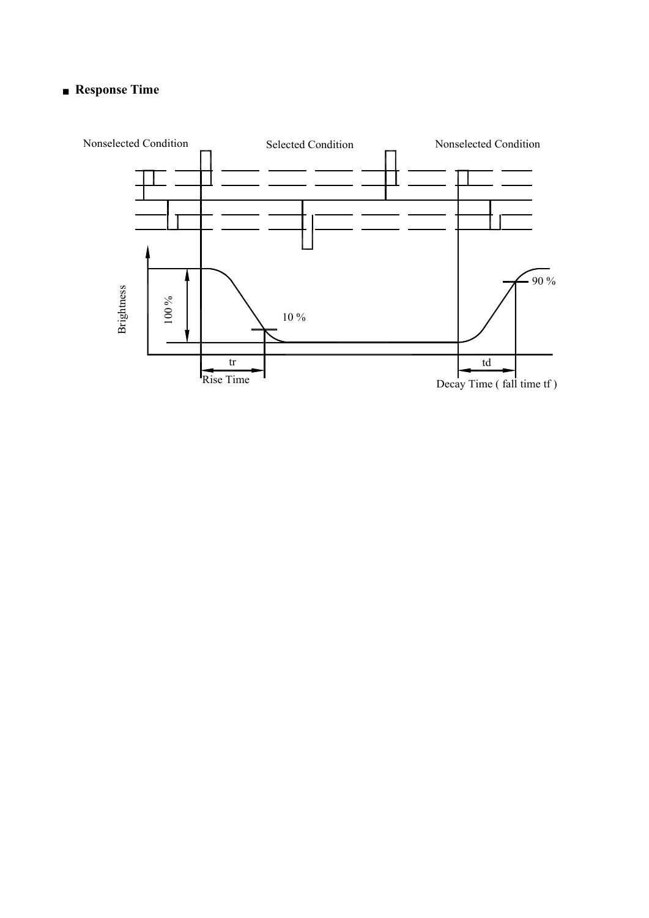## ■ Response Time

Nonselected Condition Selected Condition Nonselected Condition

Brightness

100 %

10 %

90 %

tr

Rise Time

td

Decay Time ( fall time tf )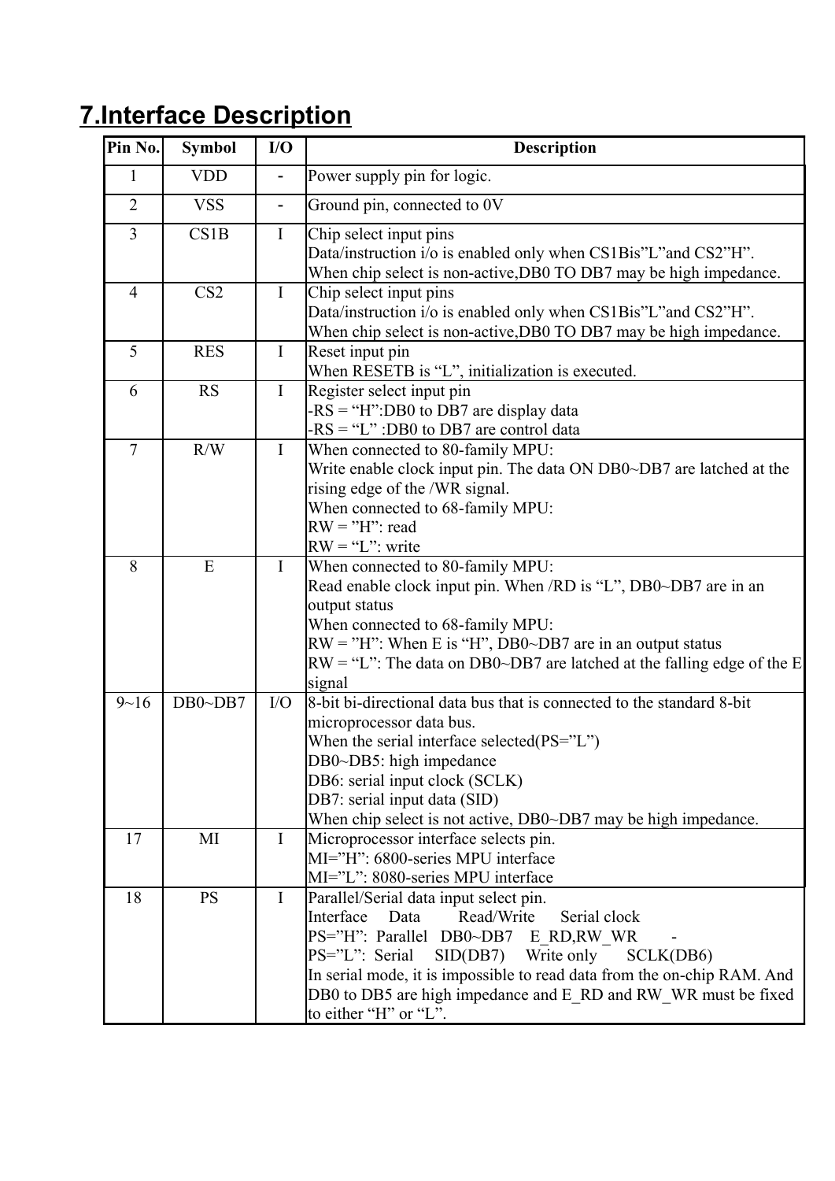## 7.Interface Description

| Pin No. | Symbol | I/O | Description |
|---|---|---|---|
| 1 | VDD | - | Power supply pin for logic. |
| 2 | VSS | - | Ground pin, connected to 0V |
| 3 | CS1B | I | Chip select input pins<br>Data/instruction i/o is enabled only when CS1Bis"L"and CS2"H".<br>When chip select is non-active,DB0 TO DB7 may be high impedance. |
| 4 | CS2 | I | Chip select input pins<br>Data/instruction i/o is enabled only when CS1Bis"L"and CS2"H".<br>When chip select is non-active,DB0 TO DB7 may be high impedance. |
| 5 | RES | I | Reset input pin<br>When RESETB is "L", initialization is executed. |
| 6 | RS | I | Register select input pin<br>-RS = "H":DB0 to DB7 are display data<br>-RS = "L" :DB0 to DB7 are control data |
| 7 | R/W | I | When connected to 80-family MPU:<br>Write enable clock input pin. The data ON DB0~DB7 are latched at the rising edge of the /WR signal.<br>When connected to 68-family MPU:<br>RW = "H": read<br>RW = "L": write |
| 8 | E | I | When connected to 80-family MPU:<br>Read enable clock input pin. When /RD is "L", DB0~DB7 are in an output status<br>When connected to 68-family MPU:<br>RW = "H": When E is "H", DB0~DB7 are in an output status<br>RW = "L": The data on DB0~DB7 are latched at the falling edge of the E signal |
| 9~16 | DB0~DB7 | I/O | 8-bit bi-directional data bus that is connected to the standard 8-bit microprocessor data bus.<br>When the serial interface selected(PS="L")<br>DB0~DB5: high impedance<br>DB6: serial input clock (SCLK)<br>DB7: serial input data (SID)<br>When chip select is not active, DB0~DB7 may be high impedance. |
| 17 | MI | I | Microprocessor interface selects pin.<br>MI="H": 6800-series MPU interface<br>MI="L": 8080-series MPU interface |
| 18 | PS | I | Parallel/Serial data input select pin.<br>Interface Data Read/Write Serial clock<br>PS="H": Parallel DB0~DB7 E_RD,RW_WR -<br>PS="L": Serial SID(DB7) Write only SCLK(DB6)<br>In serial mode, it is impossible to read data from the on-chip RAM. And DB0 to DB5 are high impedance and E_RD and RW_WR must be fixed to either "H" or "L". |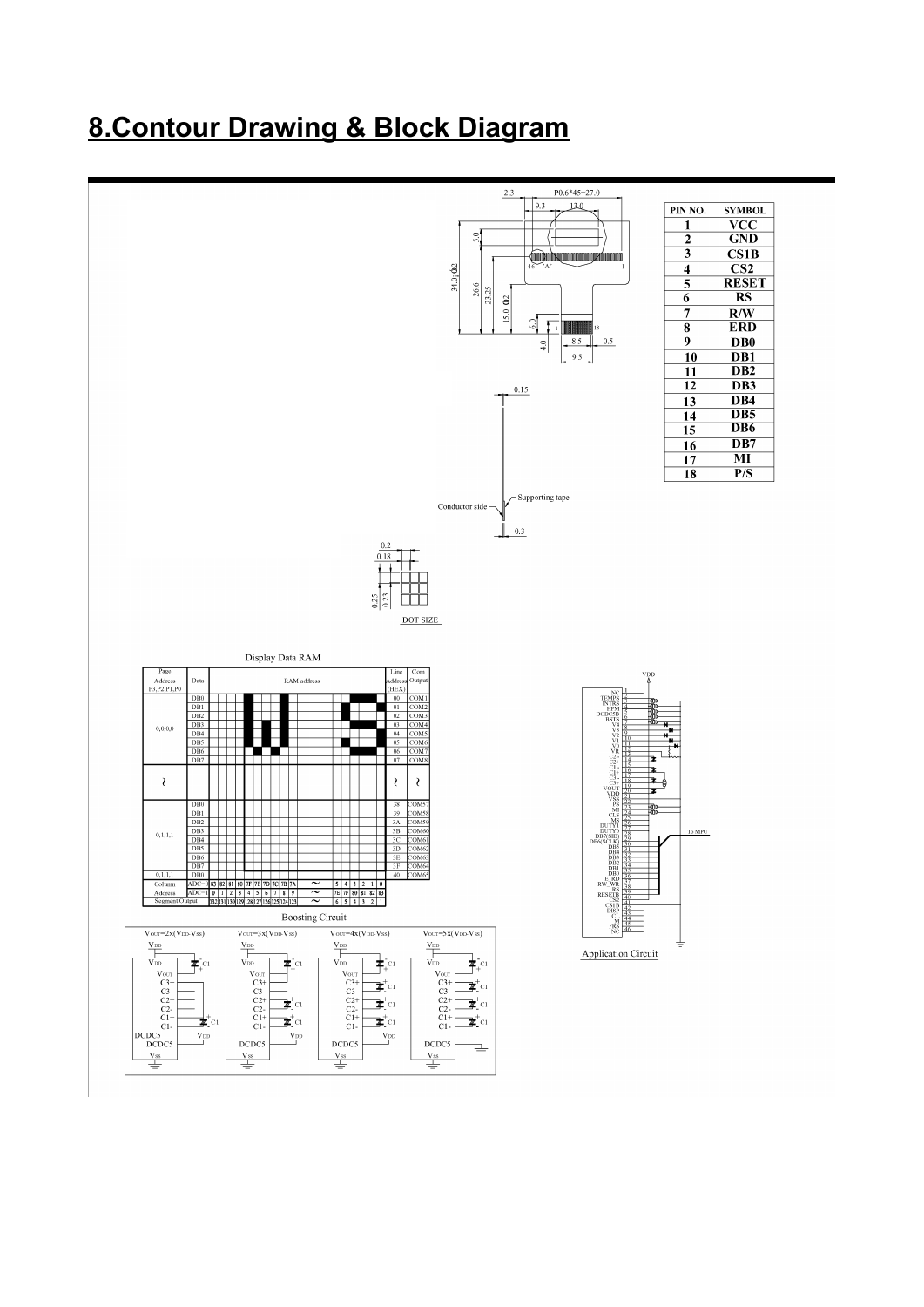# 8.Contour Drawing & Block Diagram

| PIN NO. | SYMBOL |
|---|---|
| 1 | VCC |
| 2 | GND |
| 3 | CS1B |
| 4 | CS2 |
| 5 | RESET |
| 6 | RS |
| 7 | R/W |
| 8 | ERD |
| 9 | DB0 |
| 10 | DB1 |
| 11 | DB2 |
| 12 | DB3 |
| 13 | DB4 |
| 14 | DB5 |
| 15 | DB6 |
| 16 | DB7 |
| 17 | MI |
| 18 | P/S |

2.3 P0.6*45=27.0 9.3 13.0 5.0 34.0±0.2 26.6 23.25 15.0±0.2 6.0 4.0 8.5 0.5 9.5 46 "A" 1 1 18

0.15 Supporting tape Conductor side 0.3

0.2 0.18 0.25 0.23 DOT SIZE

Display Data RAM

Boosting Circuit

$V_{OUT}=2x(V_{DD}-V_{SS})$ $V_{OUT}=3x(V_{DD}-V_{SS})$ $V_{OUT}=4x(V_{DD}-V_{SS})$ $V_{OUT}=5x(V_{DD}-V_{SS})$

Application Circuit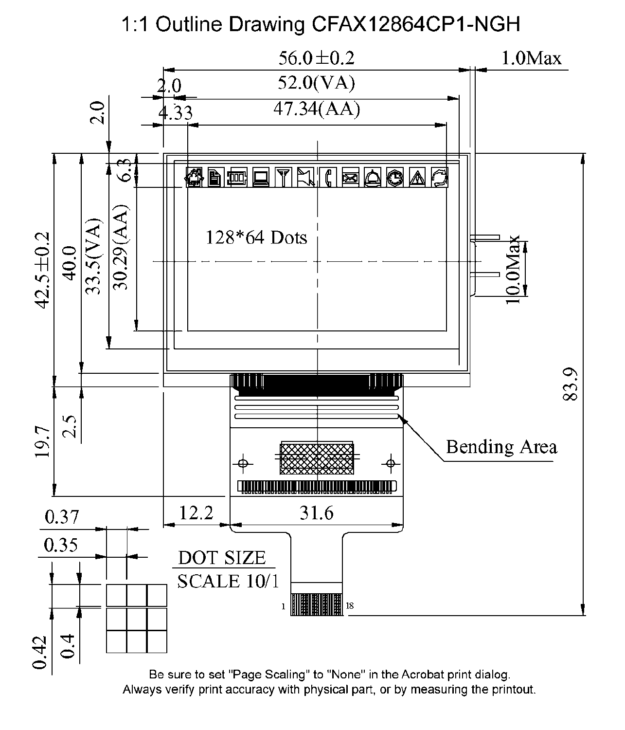# 1:1 Outline Drawing CFAX12864CP1-NGH

56.0±0.2

1.0Max

2.0

52.0(VA)

2.0

4.33

47.34(AA)

6.3

128*64 Dots

42.5±0.2

40.0

33.5(VA)

30.29(AA)

10.0Max

83.9

19.7

2.5

Bending Area

12.2

31.6

0.37

0.35

DOT SIZE

SCALE 10/1

0.42

0.4

1

18

Be sure to set "Page Scaling" to "None" in the Acrobat print dialog.
Always verify print accuracy with physical part, or by measuring the printout.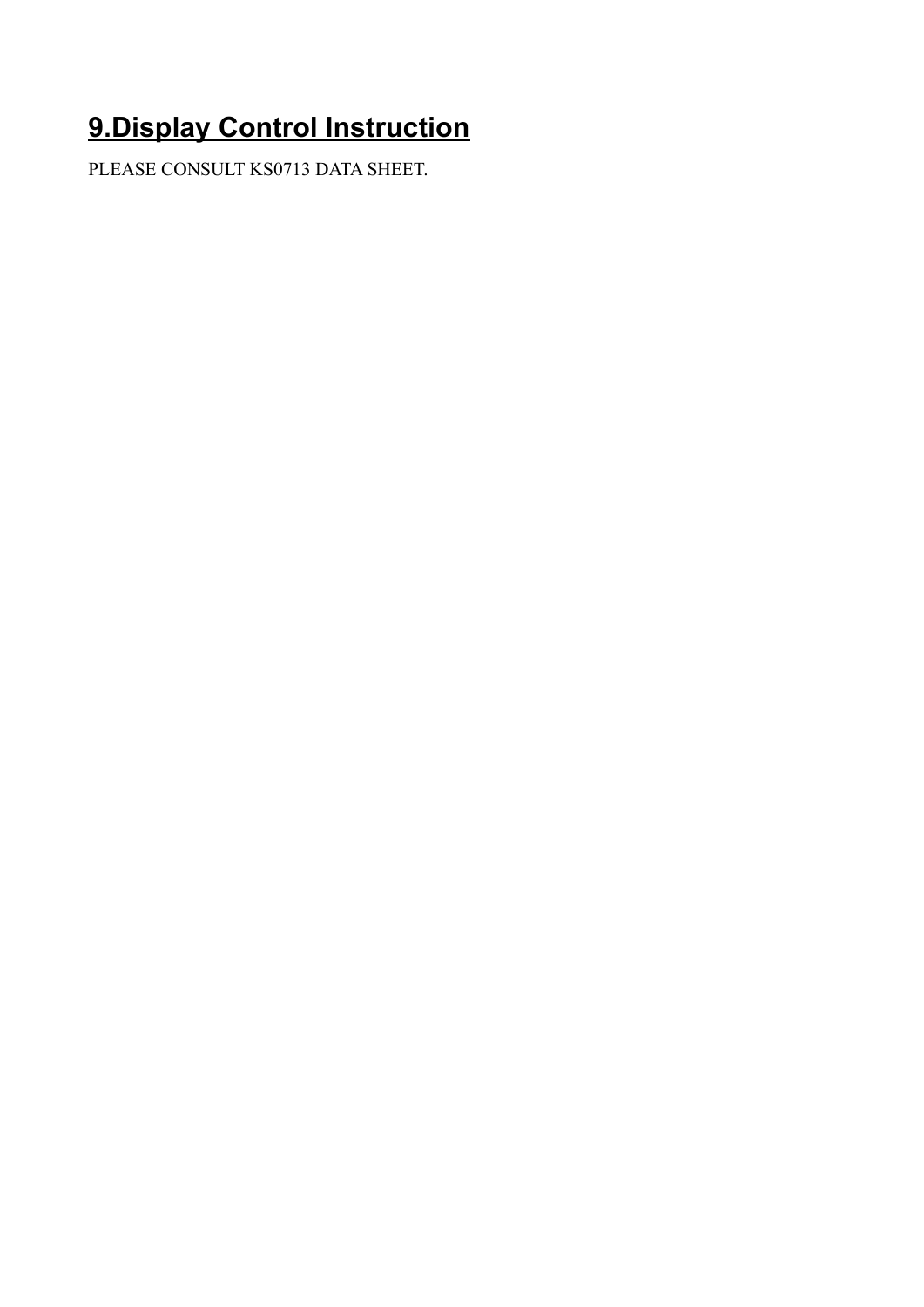# 9.Display Control Instruction

PLEASE CONSULT KS0713 DATA SHEET.